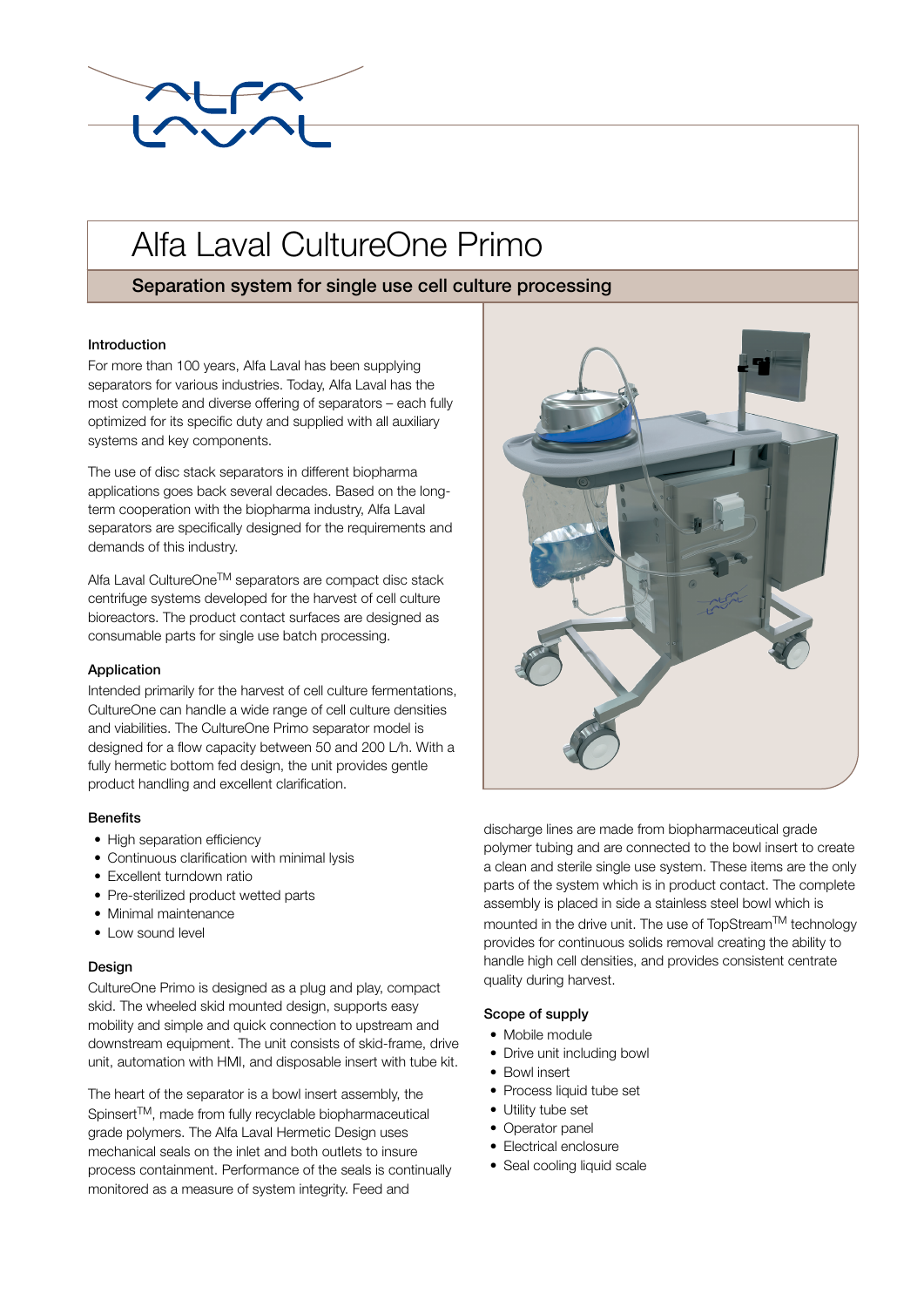# Alfa Laval CultureOne Primo

## Separation system for single use cell culture processing

### Introduction

For more than 100 years, Alfa Laval has been supplying separators for various industries. Today, Alfa Laval has the most complete and diverse offering of separators – each fully optimized for its specific duty and supplied with all auxiliary systems and key components.

The use of disc stack separators in different biopharma applications goes back several decades. Based on the long-term cooperation with the biopharma industry, Alfa Laval separators are specifically designed for the requirements and demands of this industry.

Alfa Laval CultureOne™ separators are compact disc stack centrifuge systems developed for the harvest of cell culture bioreactors. The product contact surfaces are designed as consumable parts for single use batch processing.

### Application

Intended primarily for the harvest of cell culture fermentations, CultureOne can handle a wide range of cell culture densities and viabilities. The CultureOne Primo separator model is designed for a flow capacity between 50 and 200 L/h. With a fully hermetic bottom fed design, the unit provides gentle product handling and excellent clarification.

### Benefits

- High separation efficiency
- Continuous clarification with minimal lysis
- Excellent turndown ratio
- Pre-sterilized product wetted parts
- Minimal maintenance
- Low sound level

### Design

CultureOne Primo is designed as a plug and play, compact skid. The wheeled skid mounted design, supports easy mobility and simple and quick connection to upstream and downstream equipment. The unit consists of skid-frame, drive unit, automation with HMI, and disposable insert with tube kit.

The heart of the separator is a bowl insert assembly, the Spinsert™, made from fully recyclable biopharmaceutical grade polymers. The Alfa Laval Hermetic Design uses mechanical seals on the inlet and both outlets to insure process containment. Performance of the seals is continually monitored as a measure of system integrity. Feed and discharge lines are made from biopharmaceutical grade polymer tubing and are connected to the bowl insert to create a clean and sterile single use system. These items are the only parts of the system which is in product contact. The complete assembly is placed in side a stainless steel bowl which is mounted in the drive unit. The use of TopStream™ technology provides for continuous solids removal creating the ability to handle high cell densities, and provides consistent centrate quality during harvest.

### Scope of supply

- Mobile module
- Drive unit including bowl
- Bowl insert
- Process liquid tube set
- Utility tube set
- Operator panel
- Electrical enclosure
- Seal cooling liquid scale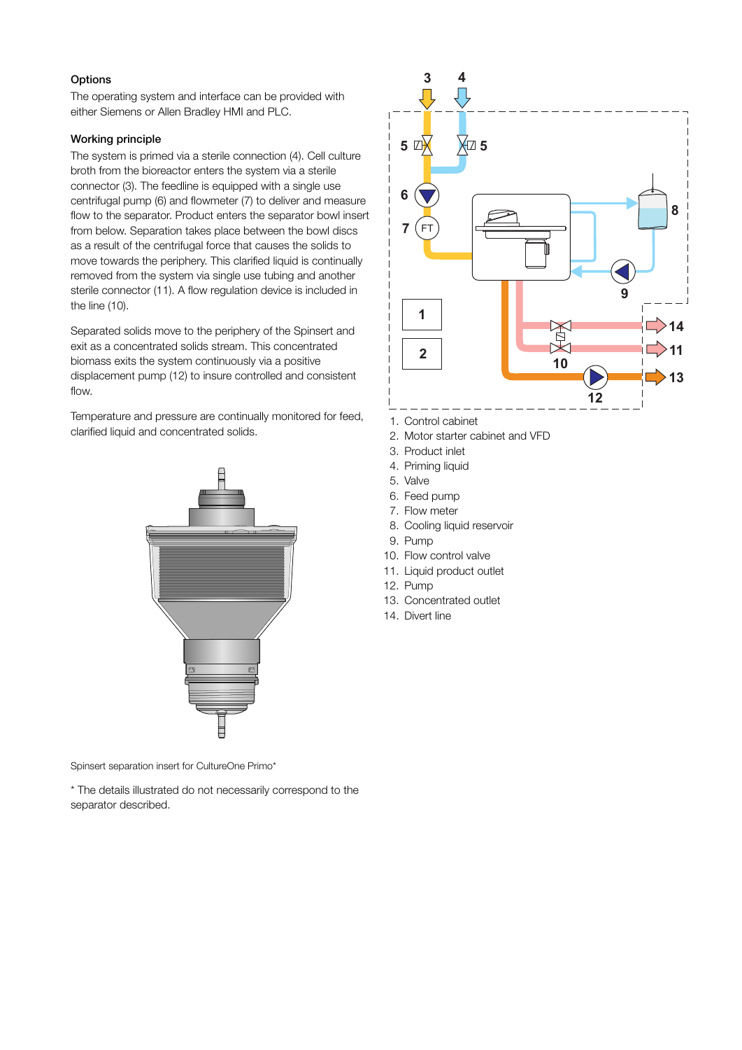### Options

The operating system and interface can be provided with either Siemens or Allen Bradley HMI and PLC.

### Working principle

The system is primed via a sterile connection (4). Cell culture broth from the bioreactor enters the system via a sterile connector (3). The feedline is equipped with a single use centrifugal pump (6) and flowmeter (7) to deliver and measure flow to the separator. Product enters the separator bowl insert from below. Separation takes place between the bowl discs as a result of the centrifugal force that causes the solids to move towards the periphery. This clarified liquid is continually removed from the system via single use tubing and another sterile connector (11). A flow regulation device is included in the line (10).

Separated solids move to the periphery of the Spinsert and exit as a concentrated solids stream. This concentrated biomass exits the system continuously via a positive displacement pump (12) to insure controlled and consistent flow.

Temperature and pressure are continually monitored for feed, clarified liquid and concentrated solids.

Spinsert separation insert for CultureOne Primo*

* The details illustrated do not necessarily correspond to the separator described.

1. Control cabinet
2. Motor starter cabinet and VFD
3. Product inlet
4. Priming liquid
5. Valve
6. Feed pump
7. Flow meter
8. Cooling liquid reservoir
9. Pump
10. Flow control valve
11. Liquid product outlet
12. Pump
13. Concentrated outlet
14. Divert line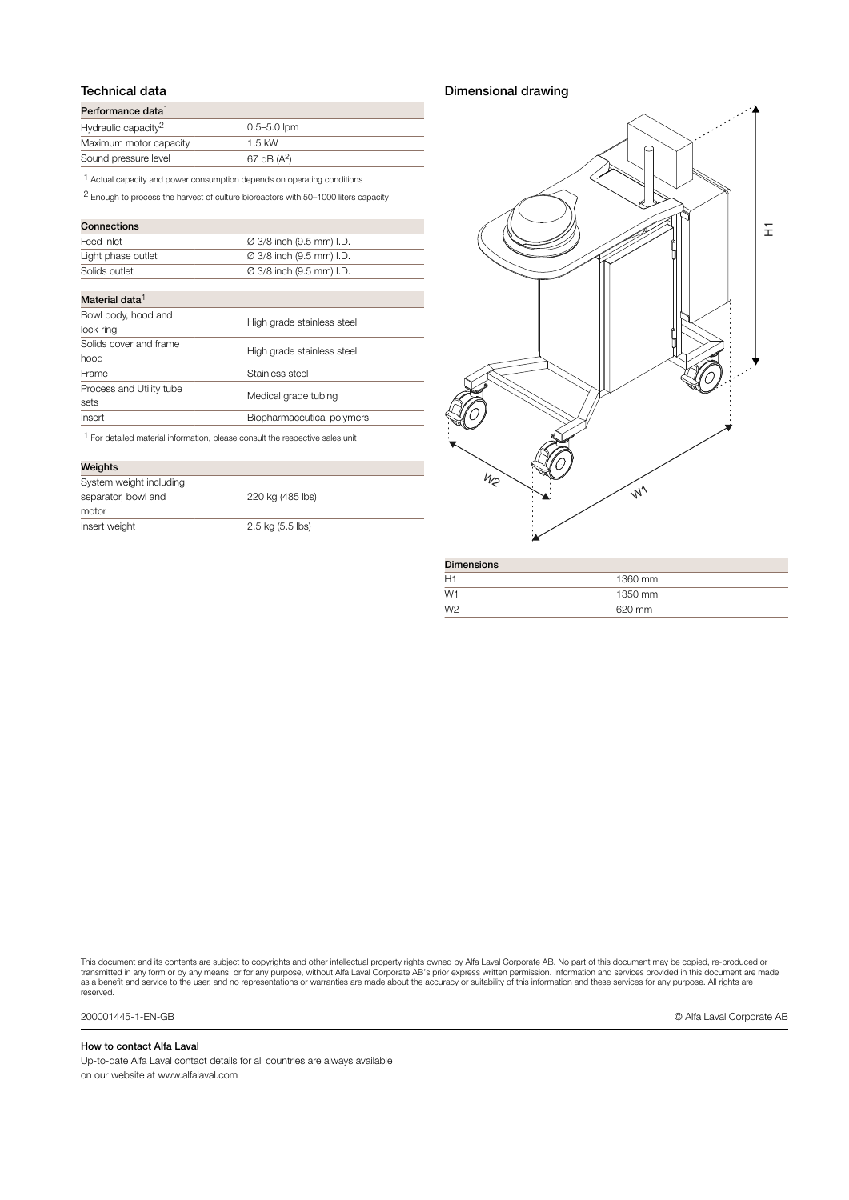## Technical data

| Performance data[1] | |
|---|---|
| Hydraulic capacity[2] | 0.5–5.0 lpm |
| Maximum motor capacity | 1.5 kW |
| Sound pressure level | 67 dB (A[2]) |

[1] Actual capacity and power consumption depends on operating conditions

[2] Enough to process the harvest of culture bioreactors with 50–1000 liters capacity

| Connections | |
|---|---|
| Feed inlet | Ø 3/8 inch (9.5 mm) I.D. |
| Light phase outlet | Ø 3/8 inch (9.5 mm) I.D. |
| Solids outlet | Ø 3/8 inch (9.5 mm) I.D. |

| Material data[1] | |
|---|---|
| Bowl body, hood and lock ring | High grade stainless steel |
| Solids cover and frame hood | High grade stainless steel |
| Frame | Stainless steel |
| Process and Utility tube sets | Medical grade tubing |
| Insert | Biopharmaceutical polymers |

[1] For detailed material information, please consult the respective sales unit

| Weights | |
|---|---|
| System weight including separator, bowl and motor | 220 kg (485 lbs) |
| Insert weight | 2.5 kg (5.5 lbs) |

## Dimensional drawing

H1

W2

W1

| Dimensions | |
|---|---|
| H1 | 1360 mm |
| W1 | 1350 mm |
| W2 | 620 mm |

This document and its contents are subject to copyrights and other intellectual property rights owned by Alfa Laval Corporate AB. No part of this document may be copied, re-produced or transmitted in any form or by any means, or for any purpose, without Alfa Laval Corporate AB's prior express written permission. Information and services provided in this document are made as a benefit and service to the user, and no representations or warranties are made about the accuracy or suitability of this information and these services for any purpose. All rights are reserved.

200001445-1-EN-GB

© Alfa Laval Corporate AB

**How to contact Alfa Laval**

Up-to-date Alfa Laval contact details for all countries are always available on our website at www.alfalaval.com